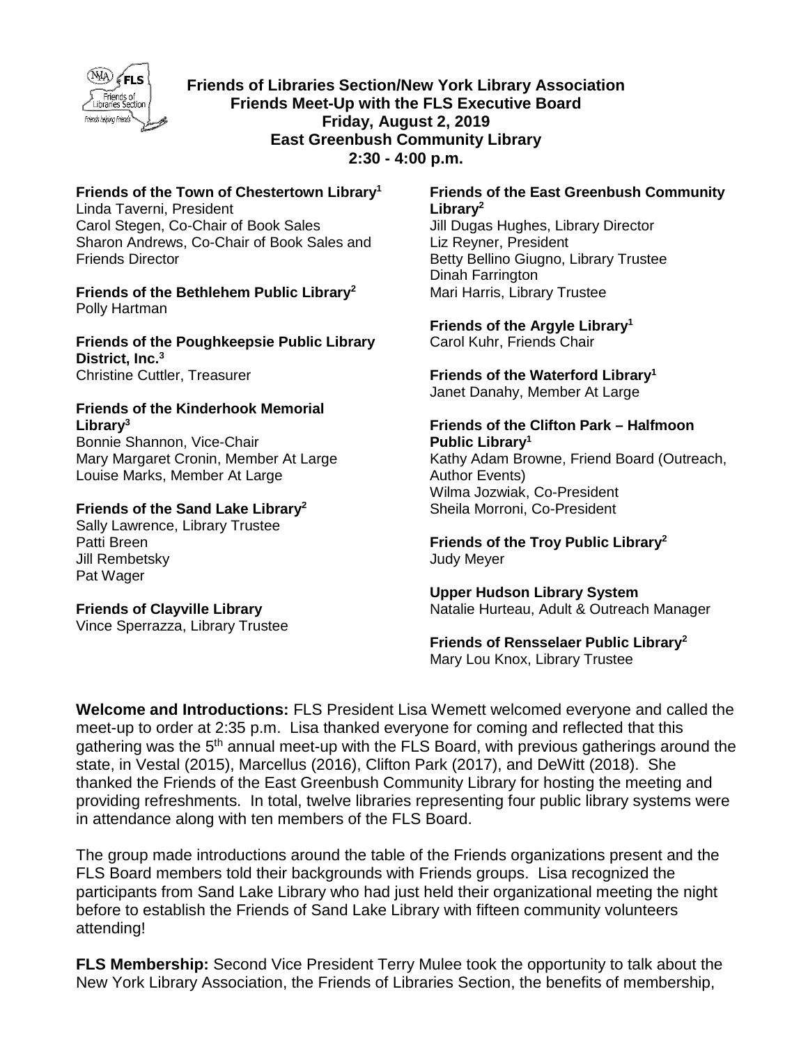# Friends of Libraries Section/New York Library Association
## Friends Meet-Up with the FLS Executive Board
### Friday, August 2, 2019
### East Greenbush Community Library
### 2:30 - 4:00 p.m.

**Friends of the Town of Chestertown Library[1]**
Linda Taverni, President
Carol Stegen, Co-Chair of Book Sales
Sharon Andrews, Co-Chair of Book Sales and Friends Director

**Friends of the Bethlehem Public Library[2]**
Polly Hartman

**Friends of the Poughkeepsie Public Library District, Inc.[3]**
Christine Cuttler, Treasurer

**Friends of the Kinderhook Memorial Library[3]**
Bonnie Shannon, Vice-Chair
Mary Margaret Cronin, Member At Large
Louise Marks, Member At Large

**Friends of the Sand Lake Library[2]**
Sally Lawrence, Library Trustee
Patti Breen
Jill Rembetsky
Pat Wager

**Friends of Clayville Library**
Vince Sperrazza, Library Trustee

**Friends of the East Greenbush Community Library[2]**
Jill Dugas Hughes, Library Director
Liz Reyner, President
Betty Bellino Giugno, Library Trustee
Dinah Farrington
Mari Harris, Library Trustee

**Friends of the Argyle Library[1]**
Carol Kuhr, Friends Chair

**Friends of the Waterford Library[1]**
Janet Danahy, Member At Large

**Friends of the Clifton Park – Halfmoon Public Library[1]**
Kathy Adam Browne, Friend Board (Outreach, Author Events)
Wilma Jozwiak, Co-President
Sheila Morroni, Co-President

**Friends of the Troy Public Library[2]**
Judy Meyer

**Upper Hudson Library System**
Natalie Hurteau, Adult & Outreach Manager

**Friends of Rensselaer Public Library[2]**
Mary Lou Knox, Library Trustee

**Welcome and Introductions:** FLS President Lisa Wemett welcomed everyone and called the meet-up to order at 2:35 p.m. Lisa thanked everyone for coming and reflected that this gathering was the 5th annual meet-up with the FLS Board, with previous gatherings around the state, in Vestal (2015), Marcellus (2016), Clifton Park (2017), and DeWitt (2018). She thanked the Friends of the East Greenbush Community Library for hosting the meeting and providing refreshments. In total, twelve libraries representing four public library systems were in attendance along with ten members of the FLS Board.

The group made introductions around the table of the Friends organizations present and the FLS Board members told their backgrounds with Friends groups. Lisa recognized the participants from Sand Lake Library who had just held their organizational meeting the night before to establish the Friends of Sand Lake Library with fifteen community volunteers attending!

**FLS Membership:** Second Vice President Terry Mulee took the opportunity to talk about the New York Library Association, the Friends of Libraries Section, the benefits of membership,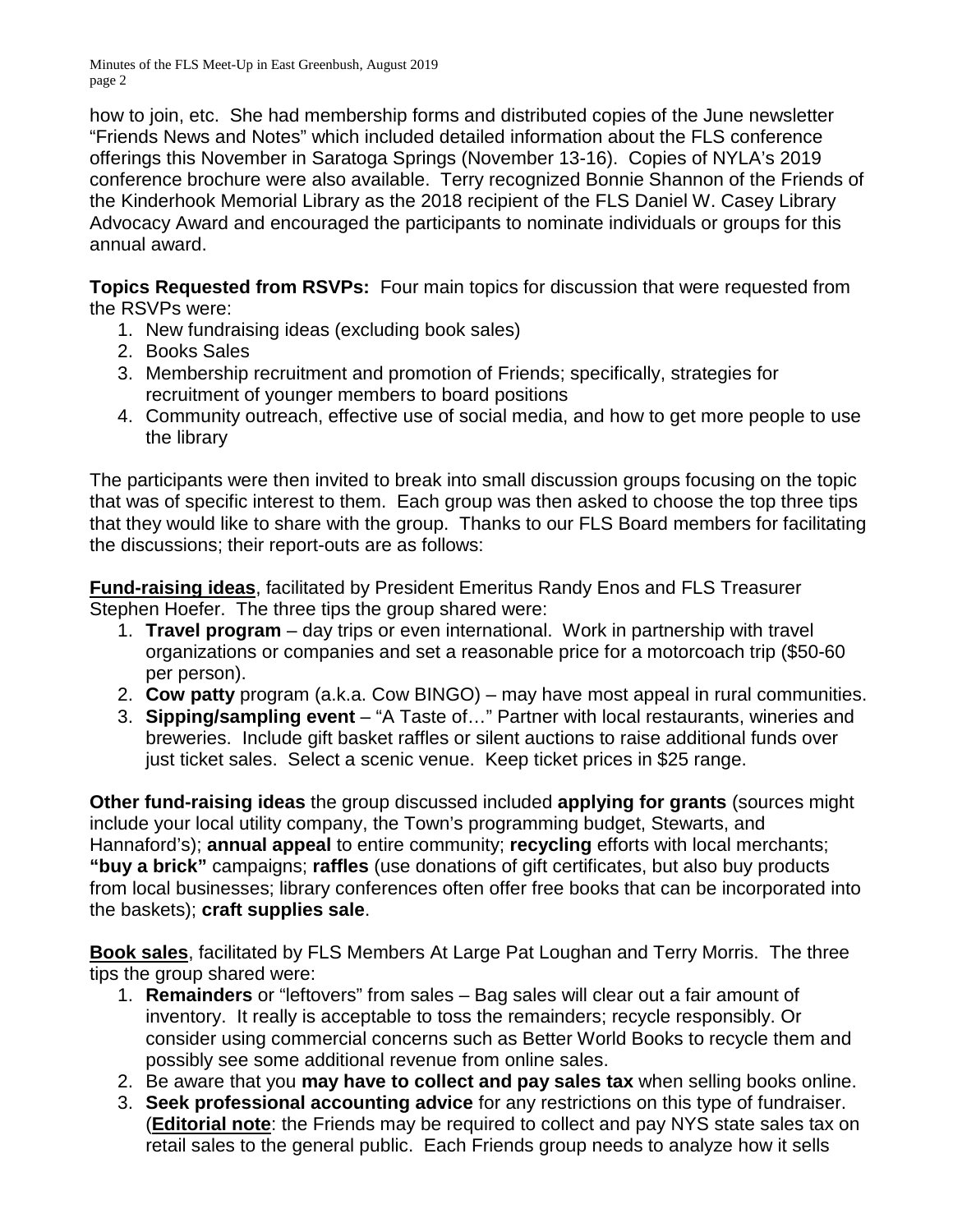how to join, etc. She had membership forms and distributed copies of the June newsletter "Friends News and Notes" which included detailed information about the FLS conference offerings this November in Saratoga Springs (November 13-16). Copies of NYLA's 2019 conference brochure were also available. Terry recognized Bonnie Shannon of the Friends of the Kinderhook Memorial Library as the 2018 recipient of the FLS Daniel W. Casey Library Advocacy Award and encouraged the participants to nominate individuals or groups for this annual award.

**Topics Requested from RSVPs:** Four main topics for discussion that were requested from the RSVPs were:

1. New fundraising ideas (excluding book sales)
2. Books Sales
3. Membership recruitment and promotion of Friends; specifically, strategies for recruitment of younger members to board positions
4. Community outreach, effective use of social media, and how to get more people to use the library

The participants were then invited to break into small discussion groups focusing on the topic that was of specific interest to them. Each group was then asked to choose the top three tips that they would like to share with the group. Thanks to our FLS Board members for facilitating the discussions; their report-outs are as follows:

**Fund-raising ideas**, facilitated by President Emeritus Randy Enos and FLS Treasurer Stephen Hoefer. The three tips the group shared were:

1. **Travel program** – day trips or even international. Work in partnership with travel organizations or companies and set a reasonable price for a motorcoach trip ($50-60 per person).
2. **Cow patty** program (a.k.a. Cow BINGO) – may have most appeal in rural communities.
3. **Sipping/sampling event** – "A Taste of…" Partner with local restaurants, wineries and breweries. Include gift basket raffles or silent auctions to raise additional funds over just ticket sales. Select a scenic venue. Keep ticket prices in $25 range.

**Other fund-raising ideas** the group discussed included **applying for grants** (sources might include your local utility company, the Town's programming budget, Stewarts, and Hannaford's); **annual appeal** to entire community; **recycling** efforts with local merchants; **"buy a brick"** campaigns; **raffles** (use donations of gift certificates, but also buy products from local businesses; library conferences often offer free books that can be incorporated into the baskets); **craft supplies sale**.

**Book sales**, facilitated by FLS Members At Large Pat Loughan and Terry Morris. The three tips the group shared were:

1. **Remainders** or "leftovers" from sales – Bag sales will clear out a fair amount of inventory. It really is acceptable to toss the remainders; recycle responsibly. Or consider using commercial concerns such as Better World Books to recycle them and possibly see some additional revenue from online sales.
2. Be aware that you **may have to collect and pay sales tax** when selling books online.
3. **Seek professional accounting advice** for any restrictions on this type of fundraiser. (**Editorial note**: the Friends may be required to collect and pay NYS state sales tax on retail sales to the general public. Each Friends group needs to analyze how it sells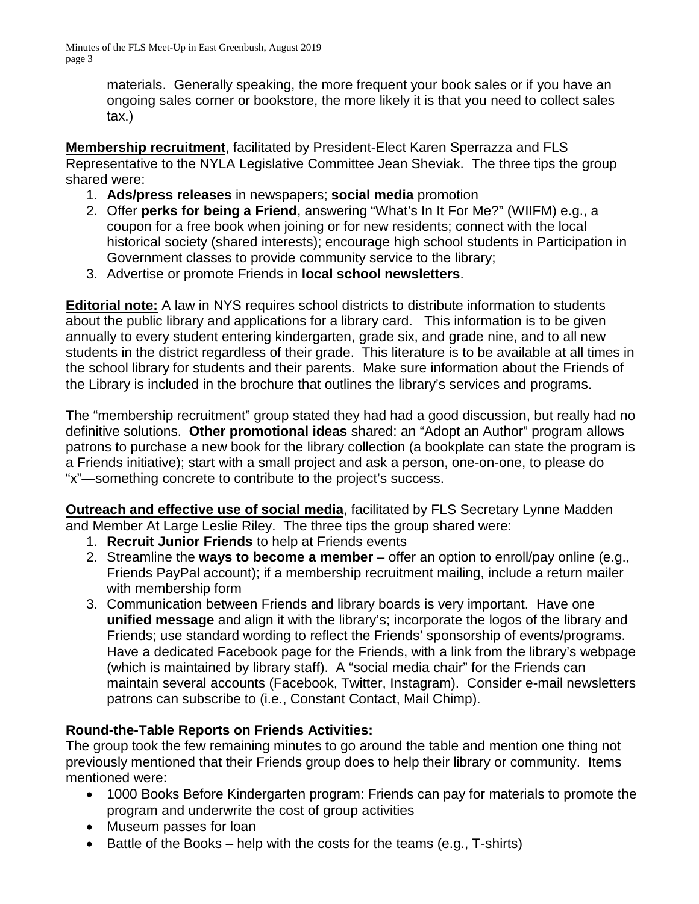materials. Generally speaking, the more frequent your book sales or if you have an ongoing sales corner or bookstore, the more likely it is that you need to collect sales tax.)

**Membership recruitment**, facilitated by President-Elect Karen Sperrazza and FLS Representative to the NYLA Legislative Committee Jean Sheviak. The three tips the group shared were:

1. **Ads/press releases** in newspapers; **social media** promotion
2. Offer **perks for being a Friend**, answering "What's In It For Me?" (WIIFM) e.g., a coupon for a free book when joining or for new residents; connect with the local historical society (shared interests); encourage high school students in Participation in Government classes to provide community service to the library;
3. Advertise or promote Friends in **local school newsletters**.

**Editorial note:** A law in NYS requires school districts to distribute information to students about the public library and applications for a library card. This information is to be given annually to every student entering kindergarten, grade six, and grade nine, and to all new students in the district regardless of their grade. This literature is to be available at all times in the school library for students and their parents. Make sure information about the Friends of the Library is included in the brochure that outlines the library's services and programs.

The "membership recruitment" group stated they had had a good discussion, but really had no definitive solutions. **Other promotional ideas** shared: an "Adopt an Author" program allows patrons to purchase a new book for the library collection (a bookplate can state the program is a Friends initiative); start with a small project and ask a person, one-on-one, to please do "x"—something concrete to contribute to the project's success.

**Outreach and effective use of social media**, facilitated by FLS Secretary Lynne Madden and Member At Large Leslie Riley. The three tips the group shared were:

1. **Recruit Junior Friends** to help at Friends events
2. Streamline the **ways to become a member** – offer an option to enroll/pay online (e.g., Friends PayPal account); if a membership recruitment mailing, include a return mailer with membership form
3. Communication between Friends and library boards is very important. Have one **unified message** and align it with the library's; incorporate the logos of the library and Friends; use standard wording to reflect the Friends' sponsorship of events/programs. Have a dedicated Facebook page for the Friends, with a link from the library's webpage (which is maintained by library staff). A "social media chair" for the Friends can maintain several accounts (Facebook, Twitter, Instagram). Consider e-mail newsletters patrons can subscribe to (i.e., Constant Contact, Mail Chimp).

**Round-the-Table Reports on Friends Activities:**

The group took the few remaining minutes to go around the table and mention one thing not previously mentioned that their Friends group does to help their library or community. Items mentioned were:

- 1000 Books Before Kindergarten program: Friends can pay for materials to promote the program and underwrite the cost of group activities
- Museum passes for loan
- Battle of the Books – help with the costs for the teams (e.g., T-shirts)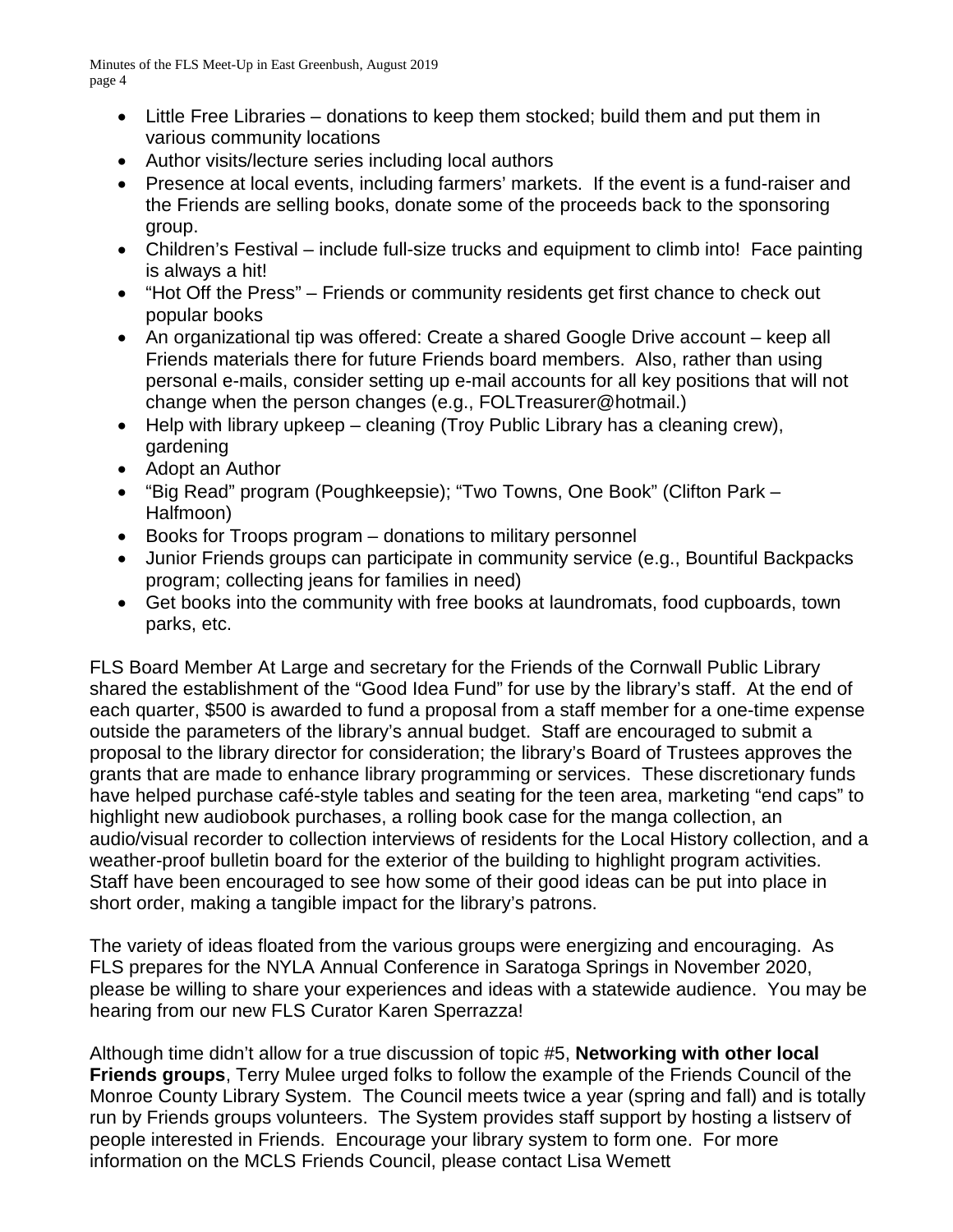- Little Free Libraries – donations to keep them stocked; build them and put them in various community locations
- Author visits/lecture series including local authors
- Presence at local events, including farmers' markets. If the event is a fund-raiser and the Friends are selling books, donate some of the proceeds back to the sponsoring group.
- Children's Festival – include full-size trucks and equipment to climb into! Face painting is always a hit!
- "Hot Off the Press" – Friends or community residents get first chance to check out popular books
- An organizational tip was offered: Create a shared Google Drive account – keep all Friends materials there for future Friends board members. Also, rather than using personal e-mails, consider setting up e-mail accounts for all key positions that will not change when the person changes (e.g., FOLTreasurer@hotmail.)
- Help with library upkeep – cleaning (Troy Public Library has a cleaning crew), gardening
- Adopt an Author
- "Big Read" program (Poughkeepsie); "Two Towns, One Book" (Clifton Park – Halfmoon)
- Books for Troops program – donations to military personnel
- Junior Friends groups can participate in community service (e.g., Bountiful Backpacks program; collecting jeans for families in need)
- Get books into the community with free books at laundromats, food cupboards, town parks, etc.

FLS Board Member At Large and secretary for the Friends of the Cornwall Public Library shared the establishment of the "Good Idea Fund" for use by the library's staff. At the end of each quarter, $500 is awarded to fund a proposal from a staff member for a one-time expense outside the parameters of the library's annual budget. Staff are encouraged to submit a proposal to the library director for consideration; the library's Board of Trustees approves the grants that are made to enhance library programming or services. These discretionary funds have helped purchase café-style tables and seating for the teen area, marketing "end caps" to highlight new audiobook purchases, a rolling book case for the manga collection, an audio/visual recorder to collection interviews of residents for the Local History collection, and a weather-proof bulletin board for the exterior of the building to highlight program activities. Staff have been encouraged to see how some of their good ideas can be put into place in short order, making a tangible impact for the library's patrons.

The variety of ideas floated from the various groups were energizing and encouraging. As FLS prepares for the NYLA Annual Conference in Saratoga Springs in November 2020, please be willing to share your experiences and ideas with a statewide audience. You may be hearing from our new FLS Curator Karen Sperrazza!

Although time didn't allow for a true discussion of topic #5, **Networking with other local Friends groups**, Terry Mulee urged folks to follow the example of the Friends Council of the Monroe County Library System. The Council meets twice a year (spring and fall) and is totally run by Friends groups volunteers. The System provides staff support by hosting a listserv of people interested in Friends. Encourage your library system to form one. For more information on the MCLS Friends Council, please contact Lisa Wemett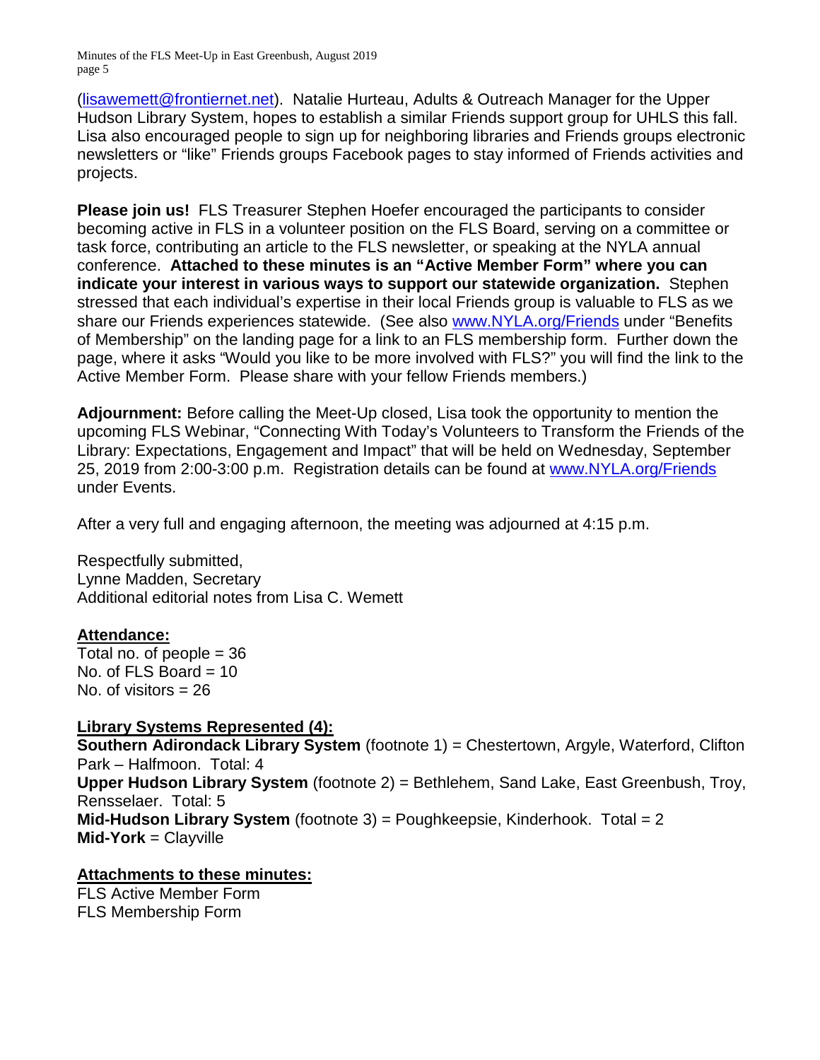(lisawemett@frontiernet.net). Natalie Hurteau, Adults & Outreach Manager for the Upper Hudson Library System, hopes to establish a similar Friends support group for UHLS this fall. Lisa also encouraged people to sign up for neighboring libraries and Friends groups electronic newsletters or "like" Friends groups Facebook pages to stay informed of Friends activities and projects.

**Please join us!** FLS Treasurer Stephen Hoefer encouraged the participants to consider becoming active in FLS in a volunteer position on the FLS Board, serving on a committee or task force, contributing an article to the FLS newsletter, or speaking at the NYLA annual conference. **Attached to these minutes is an "Active Member Form" where you can indicate your interest in various ways to support our statewide organization.** Stephen stressed that each individual's expertise in their local Friends group is valuable to FLS as we share our Friends experiences statewide. (See also www.NYLA.org/Friends under "Benefits of Membership" on the landing page for a link to an FLS membership form. Further down the page, where it asks "Would you like to be more involved with FLS?" you will find the link to the Active Member Form. Please share with your fellow Friends members.)

**Adjournment:** Before calling the Meet-Up closed, Lisa took the opportunity to mention the upcoming FLS Webinar, "Connecting With Today's Volunteers to Transform the Friends of the Library: Expectations, Engagement and Impact" that will be held on Wednesday, September 25, 2019 from 2:00-3:00 p.m. Registration details can be found at www.NYLA.org/Friends under Events.

After a very full and engaging afternoon, the meeting was adjourned at 4:15 p.m.

Respectfully submitted,
Lynne Madden, Secretary
Additional editorial notes from Lisa C. Wemett

**Attendance:**
Total no. of people = 36
No. of FLS Board = 10
No. of visitors = 26

**Library Systems Represented (4):**
**Southern Adirondack Library System** (footnote 1) = Chestertown, Argyle, Waterford, Clifton Park – Halfmoon. Total: 4
**Upper Hudson Library System** (footnote 2) = Bethlehem, Sand Lake, East Greenbush, Troy, Rensselaer. Total: 5
**Mid-Hudson Library System** (footnote 3) = Poughkeepsie, Kinderhook. Total = 2
**Mid-York** = Clayville

**Attachments to these minutes:**
FLS Active Member Form
FLS Membership Form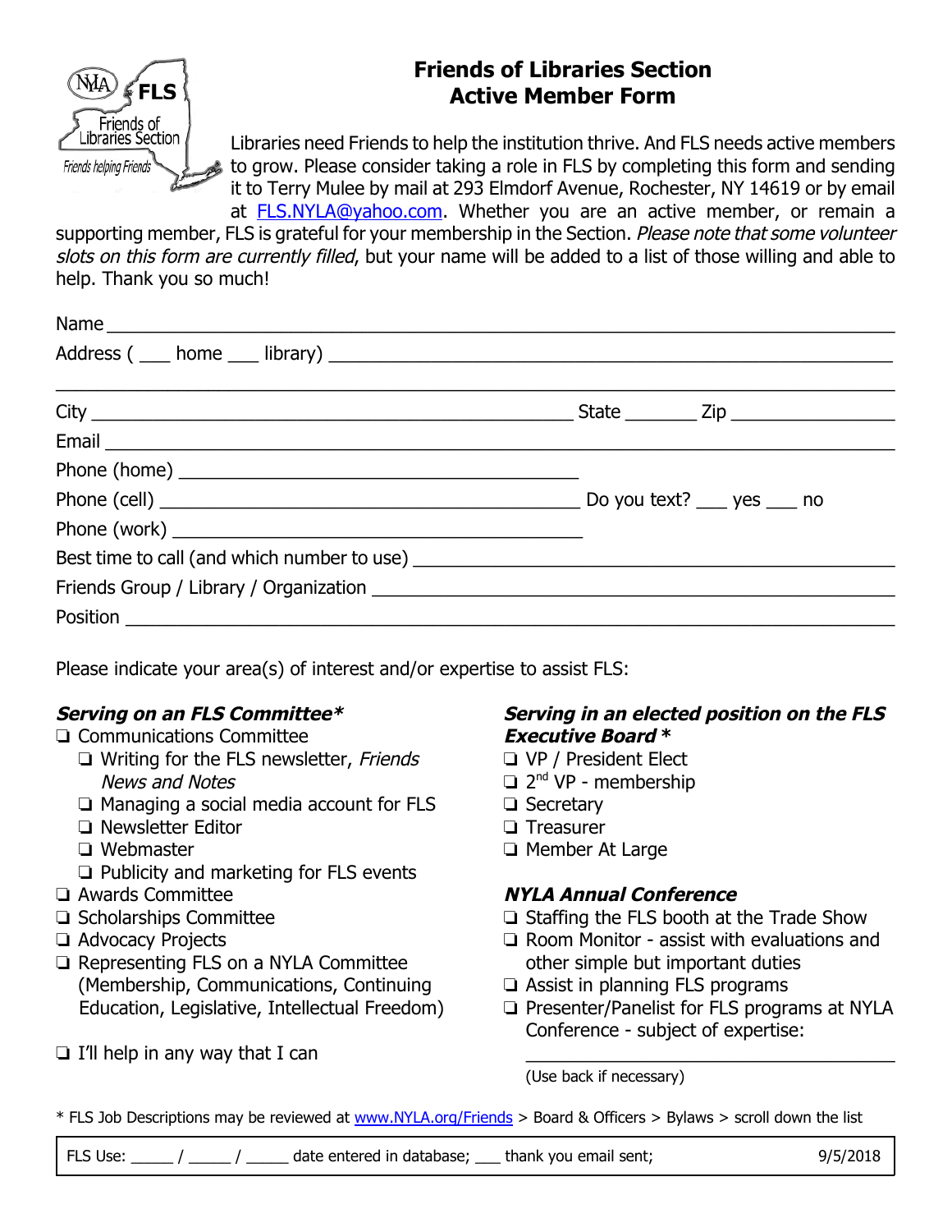# Friends of Libraries Section
## Active Member Form

Libraries need Friends to help the institution thrive. And FLS needs active members to grow. Please consider taking a role in FLS by completing this form and sending it to Terry Mulee by mail at 293 Elmdorf Avenue, Rochester, NY 14619 or by email at FLS.NYLA@yahoo.com. Whether you are an active member, or remain a supporting member, FLS is grateful for your membership in the Section. *Please note that some volunteer slots on this form are currently filled*, but your name will be added to a list of those willing and able to help. Thank you so much!

Name ______________________________________________

Address ( ___ home ___ library) ______________________________________________

______________________________________________

City ______________________________ State _______ Zip ______________

Email ______________________________________________

Phone (home) ______________________________

Phone (cell) ______________________________ Do you text? ___ yes ___ no

Phone (work) ______________________________

Best time to call (and which number to use) ______________________________

Friends Group / Library / Organization ______________________________

Position ______________________________________________

Please indicate your area(s) of interest and/or expertise to assist FLS:

***Serving on an FLS Committee****

- ❏ Communications Committee
  - ❏ Writing for the FLS newsletter, *Friends News and Notes*
  - ❏ Managing a social media account for FLS
  - ❏ Newsletter Editor
  - ❏ Webmaster
  - ❏ Publicity and marketing for FLS events
- ❏ Awards Committee
- ❏ Scholarships Committee
- ❏ Advocacy Projects
- ❏ Representing FLS on a NYLA Committee (Membership, Communications, Continuing Education, Legislative, Intellectual Freedom)

- ❏ I'll help in any way that I can

***Serving in an elected position on the FLS Executive Board ****

- ❏ VP / President Elect
- ❏ 2nd VP - membership
- ❏ Secretary
- ❏ Treasurer
- ❏ Member At Large

***NYLA Annual Conference***

- ❏ Staffing the FLS booth at the Trade Show
- ❏ Room Monitor - assist with evaluations and other simple but important duties
- ❏ Assist in planning FLS programs
- ❏ Presenter/Panelist for FLS programs at NYLA Conference - subject of expertise:

______________________________

(Use back if necessary)

* FLS Job Descriptions may be reviewed at www.NYLA.org/Friends > Board & Officers > Bylaws > scroll down the list

FLS Use: _____ / _____ / _____ date entered in database; ___ thank you email sent; 9/5/2018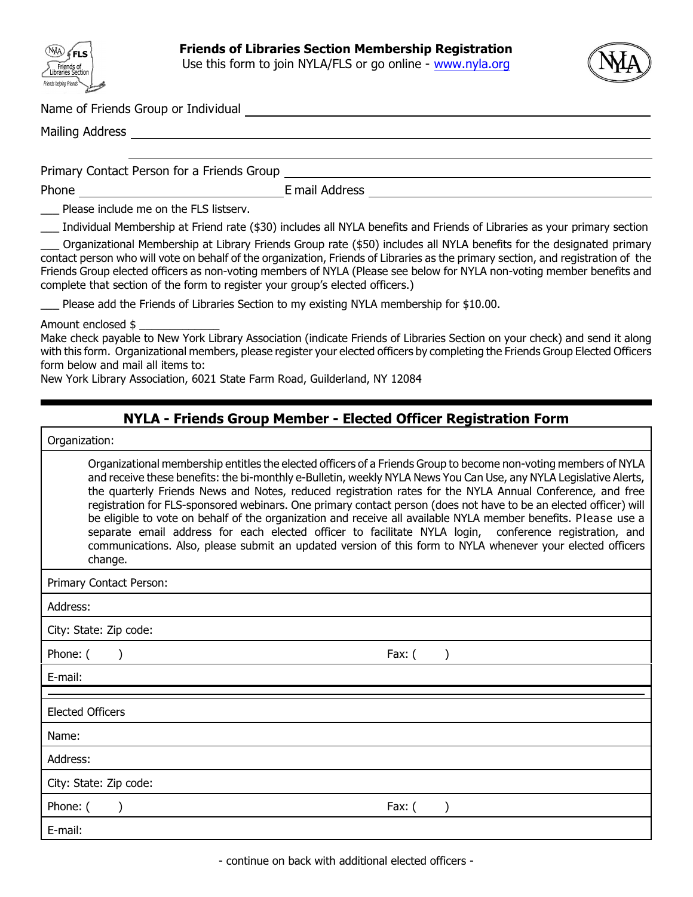## Friends of Libraries Section Membership Registration

Use this form to join NYLA/FLS or go online - www.nyla.org

Name of Friends Group or Individual ______________________________

Mailing Address ______________________________

______________________________

Primary Contact Person for a Friends Group ______________________________

Phone ______________________ E mail Address ______________________

___ Please include me on the FLS listserv.

___ Individual Membership at Friend rate ($30) includes all NYLA benefits and Friends of Libraries as your primary section

___ Organizational Membership at Library Friends Group rate ($50) includes all NYLA benefits for the designated primary contact person who will vote on behalf of the organization, Friends of Libraries as the primary section, and registration of the Friends Group elected officers as non-voting members of NYLA (Please see below for NYLA non-voting member benefits and complete that section of the form to register your group's elected officers.)

___ Please add the Friends of Libraries Section to my existing NYLA membership for $10.00.

Amount enclosed $ ____________

Make check payable to New York Library Association (indicate Friends of Libraries Section on your check) and send it along with this form. Organizational members, please register your elected officers by completing the Friends Group Elected Officers form below and mail all items to:

New York Library Association, 6021 State Farm Road, Guilderland, NY 12084

---

## NYLA - Friends Group Member - Elected Officer Registration Form

| Organization: | |
|---|---|
| Organizational membership entitles the elected officers of a Friends Group to become non-voting members of NYLA and receive these benefits: the bi-monthly e-Bulletin, weekly NYLA News You Can Use, any NYLA Legislative Alerts, the quarterly Friends News and Notes, reduced registration rates for the NYLA Annual Conference, and free registration for FLS-sponsored webinars. One primary contact person (does not have to be an elected officer) will be eligible to vote on behalf of the organization and receive all available NYLA member benefits. Please use a separate email address for each elected officer to facilitate NYLA login, conference registration, and communications. Also, please submit an updated version of this form to NYLA whenever your elected officers change. | |
| Primary Contact Person: | |
| Address: | |
| City: State: Zip code: | |
| Phone: ( ) | Fax: ( ) |
| E-mail: | |
| | |
| Elected Officers | |
| Name: | |
| Address: | |
| City: State: Zip code: | |
| Phone: ( ) | Fax: ( ) |
| E-mail: | |

- continue on back with additional elected officers -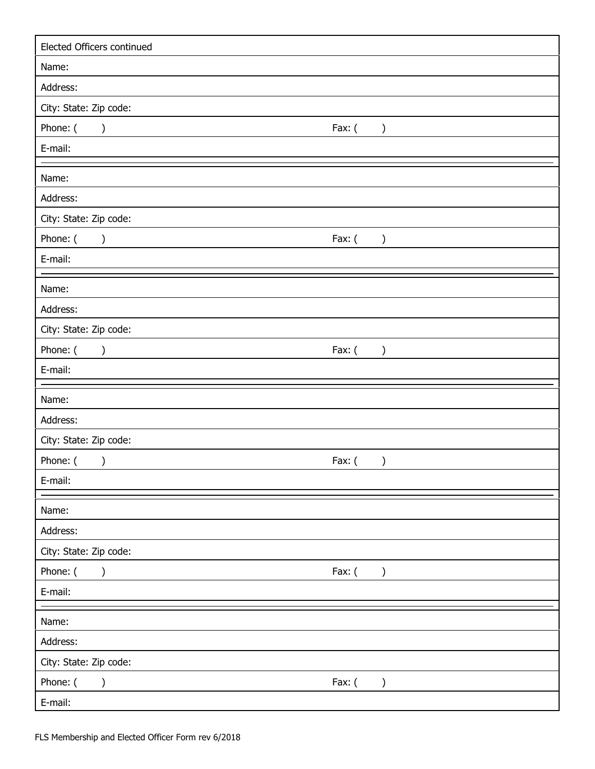| Elected Officers continued | |
|---|---|
| Name: | |
| Address: | |
| City: State: Zip code: | |
| Phone: (       ) | Fax: (       ) |
| E-mail: | |
| Name: | |
| Address: | |
| City: State: Zip code: | |
| Phone: (       ) | Fax: (       ) |
| E-mail: | |
| Name: | |
| Address: | |
| City: State: Zip code: | |
| Phone: (       ) | Fax: (       ) |
| E-mail: | |
| Name: | |
| Address: | |
| City: State: Zip code: | |
| Phone: (       ) | Fax: (       ) |
| E-mail: | |
| Name: | |
| Address: | |
| City: State: Zip code: | |
| Phone: (       ) | Fax: (       ) |
| E-mail: | |
| Name: | |
| Address: | |
| City: State: Zip code: | |
| Phone: (       ) | Fax: (       ) |
| E-mail: | |

FLS Membership and Elected Officer Form rev 6/2018